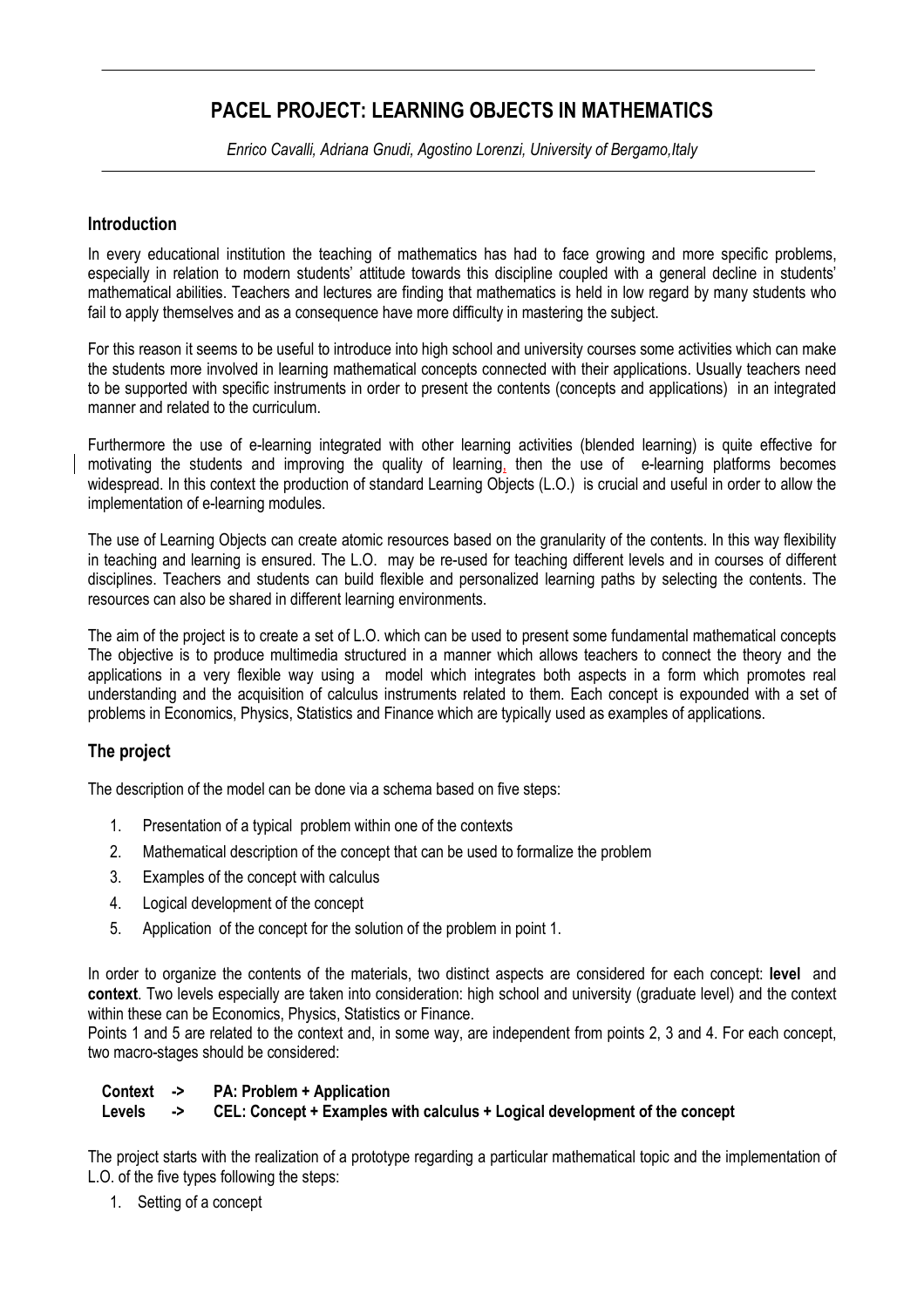# PACEL PROJECT: LEARNING OBJECTS IN MATHEMATICS

*Enrico Cavalli, Adriana Gnudi, Agostino Lorenzi, University of Bergamo,Italy*

## Introduction

In every educational institution the teaching of mathematics has had to face growing and more specific problems, especially in relation to modern students' attitude towards this discipline coupled with a general decline in students' mathematical abilities. Teachers and lectures are finding that mathematics is held in low regard by many students who fail to apply themselves and as a consequence have more difficulty in mastering the subject.

For this reason it seems to be useful to introduce into high school and university courses some activities which can make the students more involved in learning mathematical concepts connected with their applications. Usually teachers need to be supported with specific instruments in order to present the contents (concepts and applications) in an integrated manner and related to the curriculum.

Furthermore the use of e-learning integrated with other learning activities (blended learning) is quite effective for motivating the students and improving the quality of learning, then the use of e-learning platforms becomes widespread. In this context the production of standard Learning Objects (L.O.) is crucial and useful in order to allow the implementation of e-learning modules.

The use of Learning Objects can create atomic resources based on the granularity of the contents. In this way flexibility in teaching and learning is ensured. The L.O. may be re-used for teaching different levels and in courses of different disciplines. Teachers and students can build flexible and personalized learning paths by selecting the contents. The resources can also be shared in different learning environments.

The aim of the project is to create a set of L.O. which can be used to present some fundamental mathematical concepts The objective is to produce multimedia structured in a manner which allows teachers to connect the theory and the applications in a very flexible way using a model which integrates both aspects in a form which promotes real understanding and the acquisition of calculus instruments related to them. Each concept is expounded with a set of problems in Economics, Physics, Statistics and Finance which are typically used as examples of applications.

## The project

The description of the model can be done via a schema based on five steps:

1. Presentation of a typical problem within one of the contexts
2. Mathematical description of the concept that can be used to formalize the problem
3. Examples of the concept with calculus
4. Logical development of the concept
5. Application of the concept for the solution of the problem in point 1.

In order to organize the contents of the materials, two distinct aspects are considered for each concept: **level** and **context**. Two levels especially are taken into consideration: high school and university (graduate level) and the context within these can be Economics, Physics, Statistics or Finance.

Points 1 and 5 are related to the context and, in some way, are independent from points 2, 3 and 4. For each concept, two macro-stages should be considered:

**Context -> PA: Problem + Application**
**Levels -> CEL: Concept + Examples with calculus + Logical development of the concept**

The project starts with the realization of a prototype regarding a particular mathematical topic and the implementation of L.O. of the five types following the steps:

1. Setting of a concept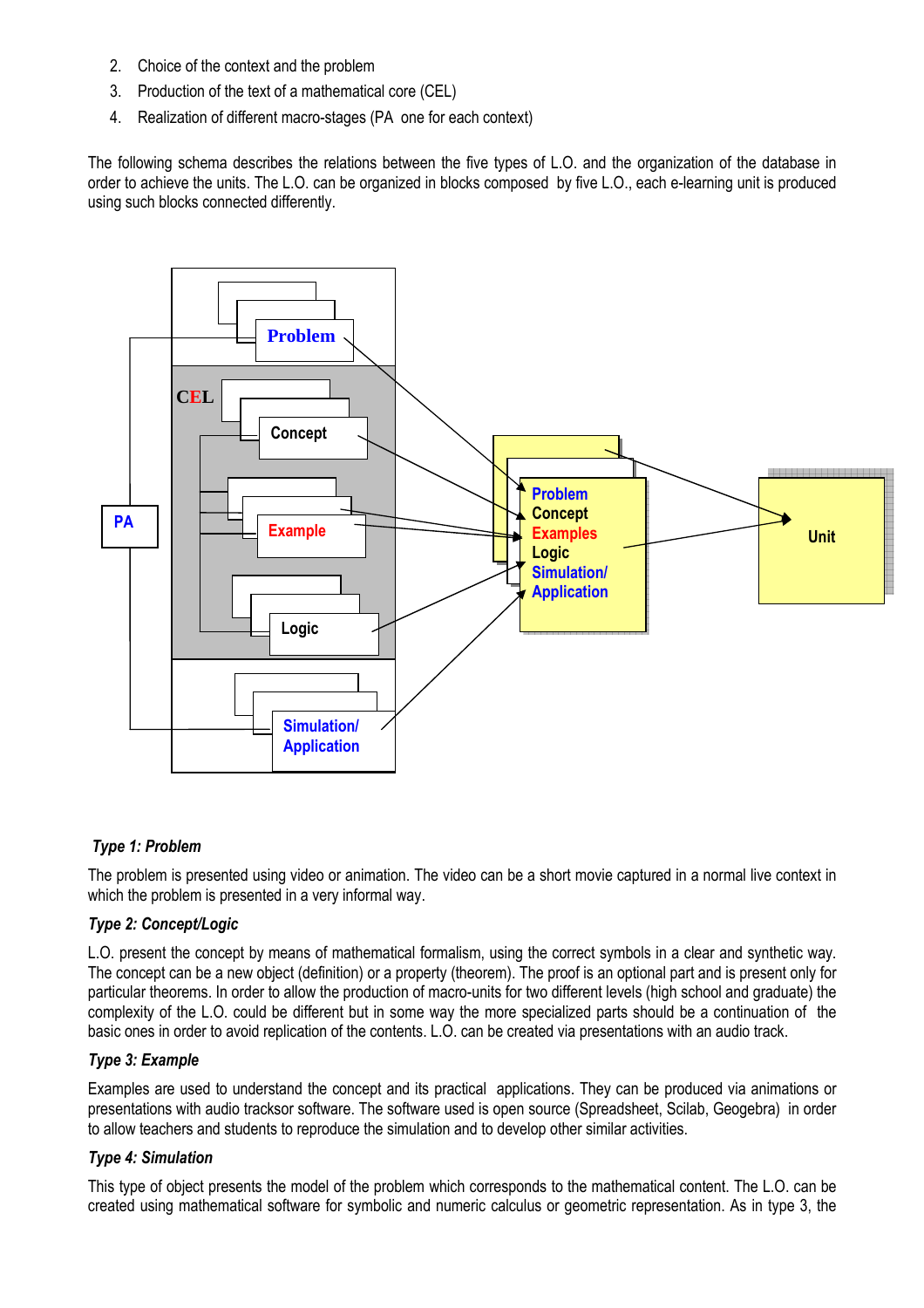2. Choice of the context and the problem
3. Production of the text of a mathematical core (CEL)
4. Realization of different macro-stages (PA one for each context)

The following schema describes the relations between the five types of L.O. and the organization of the database in order to achieve the units. The L.O. can be organized in blocks composed by five L.O., each e-learning unit is produced using such blocks connected differently.

**Type 1: Problem**

The problem is presented using video or animation. The video can be a short movie captured in a normal live context in which the problem is presented in a very informal way.

**Type 2: Concept/Logic**

L.O. present the concept by means of mathematical formalism, using the correct symbols in a clear and synthetic way. The concept can be a new object (definition) or a property (theorem). The proof is an optional part and is present only for particular theorems. In order to allow the production of macro-units for two different levels (high school and graduate) the complexity of the L.O. could be different but in some way the more specialized parts should be a continuation of the basic ones in order to avoid replication of the contents. L.O. can be created via presentations with an audio track.

**Type 3: Example**

Examples are used to understand the concept and its practical applications. They can be produced via animations or presentations with audio trackor software. The software used is open source (Spreadsheet, Scilab, Geogebra) in order to allow teachers and students to reproduce the simulation and to develop other similar activities.

**Type 4: Simulation**

This type of object presents the model of the problem which corresponds to the mathematical content. The L.O. can be created using mathematical software for symbolic and numeric calculus or geometric representation. As in type 3, the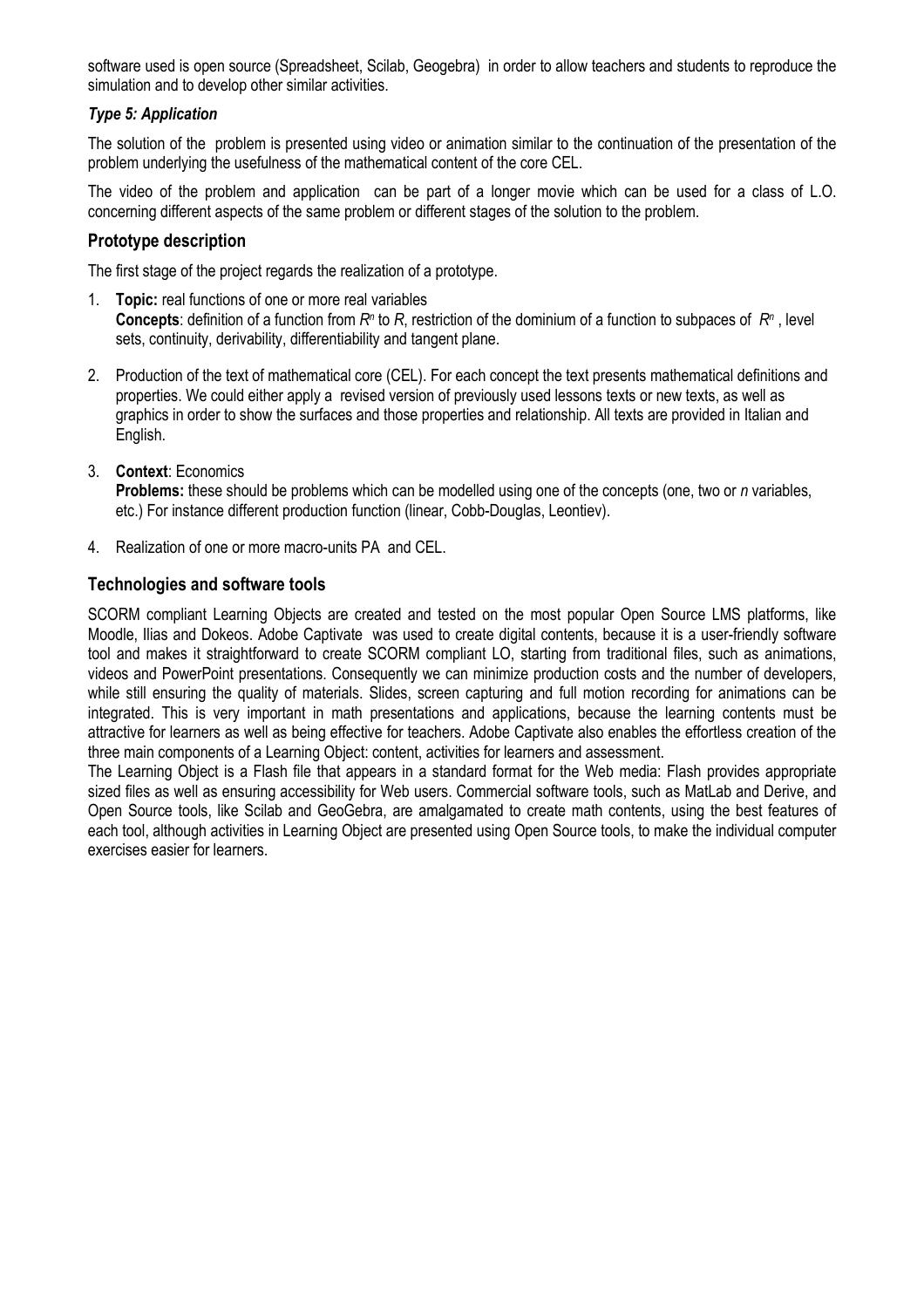software used is open source (Spreadsheet, Scilab, Geogebra) in order to allow teachers and students to reproduce the simulation and to develop other similar activities.

### *Type 5: Application*

The solution of the problem is presented using video or animation similar to the continuation of the presentation of the problem underlying the usefulness of the mathematical content of the core CEL.

The video of the problem and application can be part of a longer movie which can be used for a class of L.O. concerning different aspects of the same problem or different stages of the solution to the problem.

## Prototype description

The first stage of the project regards the realization of a prototype.

1. **Topic:** real functions of one or more real variables
   **Concepts**: definition of a function from $R^n$ to $R$, restriction of the dominium of a function to subpaces of $R^n$ , level sets, continuity, derivability, differentiability and tangent plane.

2. Production of the text of mathematical core (CEL). For each concept the text presents mathematical definitions and properties. We could either apply a revised version of previously used lessons texts or new texts, as well as graphics in order to show the surfaces and those properties and relationship. All texts are provided in Italian and English.

3. **Context**: Economics
   **Problems:** these should be problems which can be modelled using one of the concepts (one, two or *n* variables, etc.) For instance different production function (linear, Cobb-Douglas, Leontiev).

4. Realization of one or more macro-units PA and CEL.

## Technologies and software tools

SCORM compliant Learning Objects are created and tested on the most popular Open Source LMS platforms, like Moodle, Ilias and Dokeos. Adobe Captivate was used to create digital contents, because it is a user-friendly software tool and makes it straightforward to create SCORM compliant LO, starting from traditional files, such as animations, videos and PowerPoint presentations. Consequently we can minimize production costs and the number of developers, while still ensuring the quality of materials. Slides, screen capturing and full motion recording for animations can be integrated. This is very important in math presentations and applications, because the learning contents must be attractive for learners as well as being effective for teachers. Adobe Captivate also enables the effortless creation of the three main components of a Learning Object: content, activities for learners and assessment.
The Learning Object is a Flash file that appears in a standard format for the Web media: Flash provides appropriate sized files as well as ensuring accessibility for Web users. Commercial software tools, such as MatLab and Derive, and Open Source tools, like Scilab and GeoGebra, are amalgamated to create math contents, using the best features of each tool, although activities in Learning Object are presented using Open Source tools, to make the individual computer exercises easier for learners.